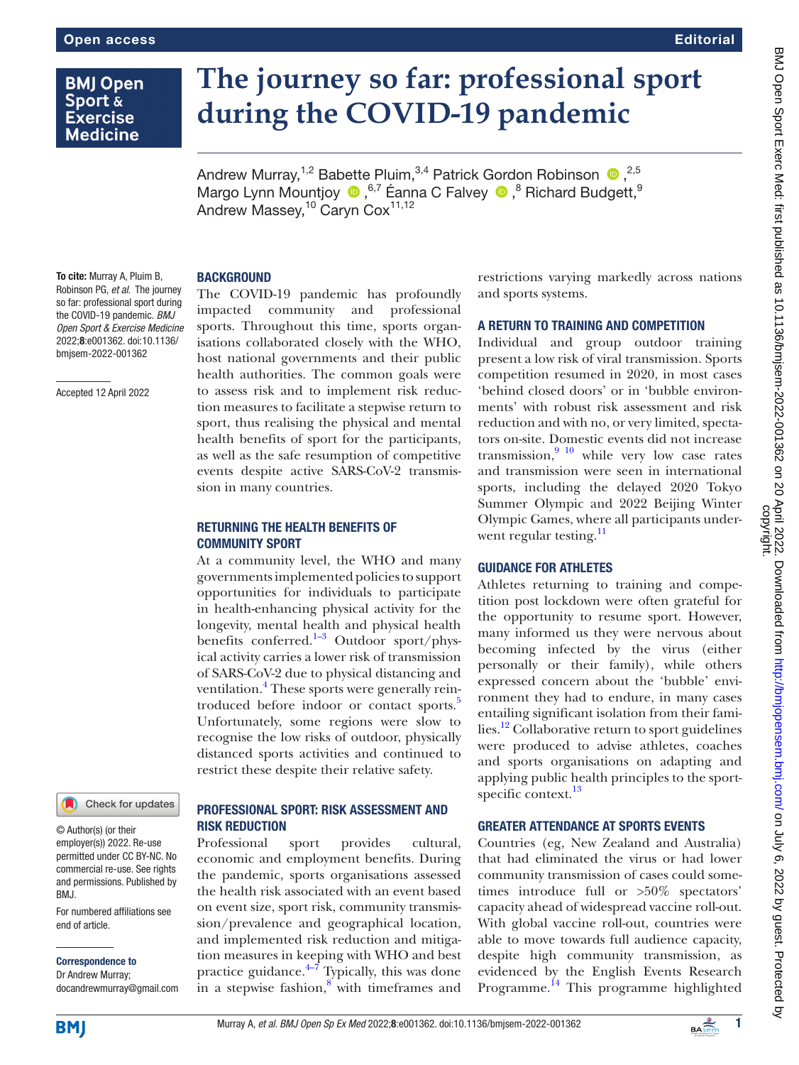# The journey so far: professional sport during the COVID-19 pandemic

Andrew Murray,[1,2] Babette Pluim,[3,4] Patrick Gordon Robinson,[2,5] Margo Lynn Mountjoy,[6,7] Éanna C Falvey,[8] Richard Budgett,[9] Andrew Massey,[10] Caryn Cox[11,12]

**To cite:** Murray A, Pluim B, Robinson PG, *et al*. The journey so far: professional sport during the COVID-19 pandemic. *BMJ Open Sport & Exercise Medicine* 2022;**8**:e001362. doi:10.1136/bmjsem-2022-001362

Accepted 12 April 2022

© Author(s) (or their employer(s)) 2022. Re-use permitted under CC BY-NC. No commercial re-use. See rights and permissions. Published by BMJ.

For numbered affiliations see end of article.

**Correspondence to**
Dr Andrew Murray; docandrewmurray@gmail.com

## BACKGROUND

The COVID-19 pandemic has profoundly impacted community and professional sports. Throughout this time, sports organisations collaborated closely with the WHO, host national governments and their public health authorities. The common goals were to assess risk and to implement risk reduction measures to facilitate a stepwise return to sport, thus realising the physical and mental health benefits of sport for the participants, as well as the safe resumption of competitive events despite active SARS-CoV-2 transmission in many countries.

## RETURNING THE HEALTH BENEFITS OF COMMUNITY SPORT

At a community level, the WHO and many governments implemented policies to support opportunities for individuals to participate in health-enhancing physical activity for the longevity, mental health and physical health benefits conferred.[1–3] Outdoor sport/physical activity carries a lower risk of transmission of SARS-CoV-2 due to physical distancing and ventilation.[4] These sports were generally reintroduced before indoor or contact sports.[5] Unfortunately, some regions were slow to recognise the low risks of outdoor, physically distanced sports activities and continued to restrict these despite their relative safety.

## PROFESSIONAL SPORT: RISK ASSESSMENT AND RISK REDUCTION

Professional sport provides cultural, economic and employment benefits. During the pandemic, sports organisations assessed the health risk associated with an event based on event size, sport risk, community transmission/prevalence and geographical location, and implemented risk reduction and mitigation measures in keeping with WHO and best practice guidance.[4–7] Typically, this was done in a stepwise fashion,[8] with timeframes and restrictions varying markedly across nations and sports systems.

## A RETURN TO TRAINING AND COMPETITION

Individual and group outdoor training present a low risk of viral transmission. Sports competition resumed in 2020, in most cases 'behind closed doors' or in 'bubble environments' with robust risk assessment and risk reduction and with no, or very limited, spectators on-site. Domestic events did not increase transmission,[9 10] while very low case rates and transmission were seen in international sports, including the delayed 2020 Tokyo Summer Olympic and 2022 Beijing Winter Olympic Games, where all participants underwent regular testing.[11]

## GUIDANCE FOR ATHLETES

Athletes returning to training and competition post lockdown were often grateful for the opportunity to resume sport. However, many informed us they were nervous about becoming infected by the virus (either personally or their family), while others expressed concern about the 'bubble' environment they had to endure, in many cases entailing significant isolation from their families.[12] Collaborative return to sport guidelines were produced to advise athletes, coaches and sports organisations on adapting and applying public health principles to the sport-specific context.[13]

## GREATER ATTENDANCE AT SPORTS EVENTS

Countries (eg, New Zealand and Australia) that had eliminated the virus or had lower community transmission of cases could sometimes introduce full or >50% spectators' capacity ahead of widespread vaccine roll-out. With global vaccine roll-out, countries were able to move towards full audience capacity, despite high community transmission, as evidenced by the English Events Research Programme.[14] This programme highlighted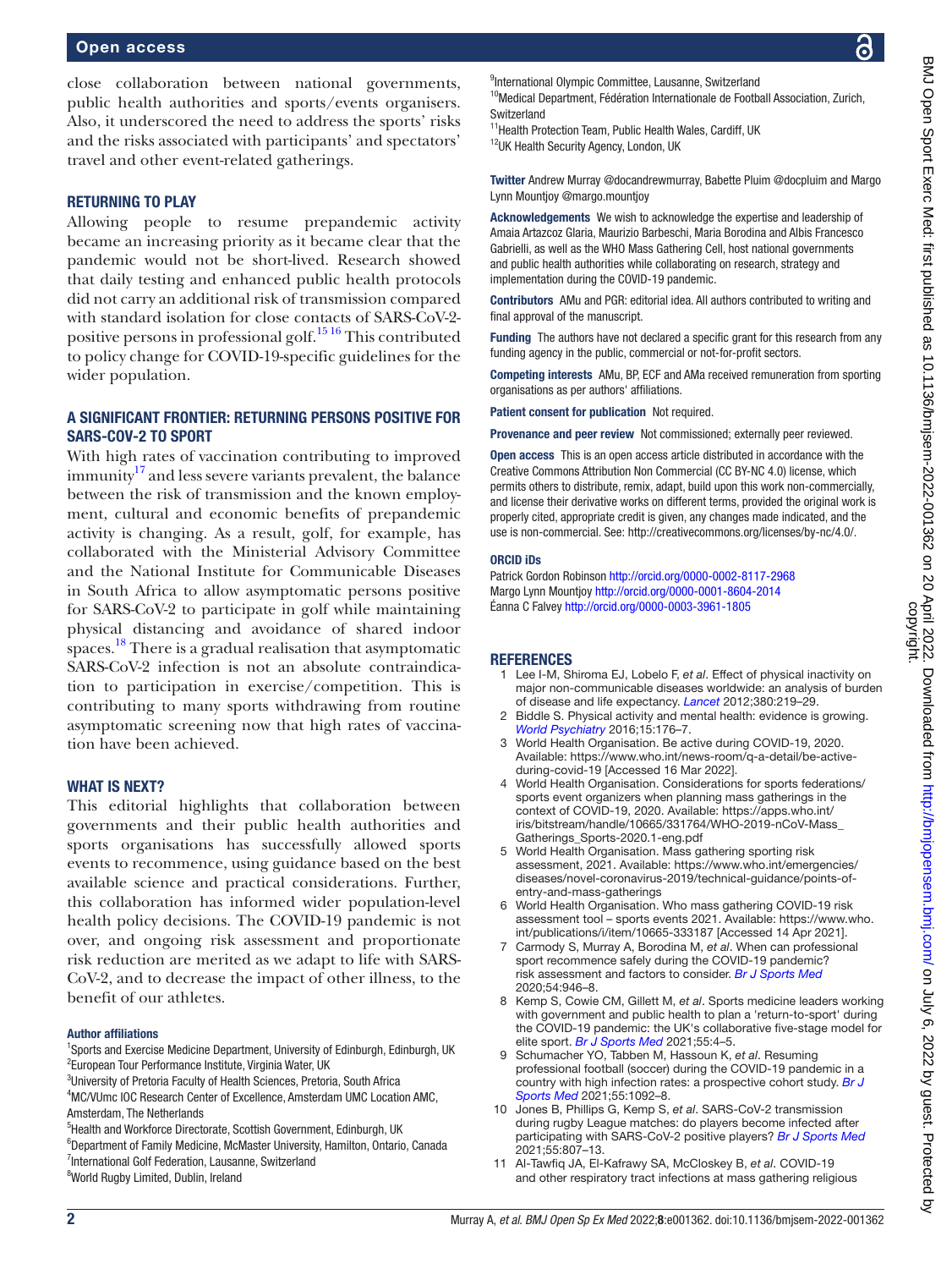close collaboration between national governments, public health authorities and sports/events organisers. Also, it underscored the need to address the sports' risks and the risks associated with participants' and spectators' travel and other event-related gatherings.

## RETURNING TO PLAY

Allowing people to resume prepandemic activity became an increasing priority as it became clear that the pandemic would not be short-lived. Research showed that daily testing and enhanced public health protocols did not carry an additional risk of transmission compared with standard isolation for close contacts of SARS-CoV-2-positive persons in professional golf.[15,16] This contributed to policy change for COVID-19-specific guidelines for the wider population.

## A SIGNIFICANT FRONTIER: RETURNING PERSONS POSITIVE FOR SARS-COV-2 TO SPORT

With high rates of vaccination contributing to improved immunity[17] and less severe variants prevalent, the balance between the risk of transmission and the known employment, cultural and economic benefits of prepandemic activity is changing. As a result, golf, for example, has collaborated with the Ministerial Advisory Committee and the National Institute for Communicable Diseases in South Africa to allow asymptomatic persons positive for SARS-CoV-2 to participate in golf while maintaining physical distancing and avoidance of shared indoor spaces.[18] There is a gradual realisation that asymptomatic SARS-CoV-2 infection is not an absolute contraindication to participation in exercise/competition. This is contributing to many sports withdrawing from routine asymptomatic screening now that high rates of vaccination have been achieved.

## WHAT IS NEXT?

This editorial highlights that collaboration between governments and their public health authorities and sports organisations has successfully allowed sports events to recommence, using guidance based on the best available science and practical considerations. Further, this collaboration has informed wider population-level health policy decisions. The COVID-19 pandemic is not over, and ongoing risk assessment and proportionate risk reduction are merited as we adapt to life with SARS-CoV-2, and to decrease the impact of other illness, to the benefit of our athletes.

### Author affiliations

[1]Sports and Exercise Medicine Department, University of Edinburgh, Edinburgh, UK
[2]European Tour Performance Institute, Virginia Water, UK
[3]University of Pretoria Faculty of Health Sciences, Pretoria, South Africa
[4]MC/VUmc IOC Research Center of Excellence, Amsterdam UMC Location AMC, Amsterdam, The Netherlands
[5]Health and Workforce Directorate, Scottish Government, Edinburgh, UK
[6]Department of Family Medicine, McMaster University, Hamilton, Ontario, Canada
[7]International Golf Federation, Lausanne, Switzerland
[8]World Rugby Limited, Dublin, Ireland
[9]International Olympic Committee, Lausanne, Switzerland
[10]Medical Department, Fédération Internationale de Football Association, Zurich, Switzerland
[11]Health Protection Team, Public Health Wales, Cardiff, UK
[12]UK Health Security Agency, London, UK

**Twitter** Andrew Murray @docandrewmurray, Babette Pluim @docpluim and Margo Lynn Mountjoy @margo.mountjoy

**Acknowledgements** We wish to acknowledge the expertise and leadership of Amaia Artazcoz Glaria, Maurizio Barbeschi, Maria Borodina and Albis Francesco Gabrielli, as well as the WHO Mass Gathering Cell, host national governments and public health authorities while collaborating on research, strategy and implementation during the COVID-19 pandemic.

**Contributors** AMu and PGR: editorial idea. All authors contributed to writing and final approval of the manuscript.

**Funding** The authors have not declared a specific grant for this research from any funding agency in the public, commercial or not-for-profit sectors.

**Competing interests** AMu, BP, ECF and AMa received remuneration from sporting organisations as per authors' affiliations.

**Patient consent for publication** Not required.

**Provenance and peer review** Not commissioned; externally peer reviewed.

**Open access** This is an open access article distributed in accordance with the Creative Commons Attribution Non Commercial (CC BY-NC 4.0) license, which permits others to distribute, remix, adapt, build upon this work non-commercially, and license their derivative works on different terms, provided the original work is properly cited, appropriate credit is given, any changes made indicated, and the use is non-commercial. See: http://creativecommons.org/licenses/by-nc/4.0/.

### ORCID iDs

Patrick Gordon Robinson http://orcid.org/0000-0002-8117-2968
Margo Lynn Mountjoy http://orcid.org/0000-0001-8604-2014
Éanna C Falvey http://orcid.org/0000-0003-3961-1805

## REFERENCES

1. Lee I-M, Shiroma EJ, Lobelo F, *et al*. Effect of physical inactivity on major non-communicable diseases worldwide: an analysis of burden of disease and life expectancy. *Lancet* 2012;380:219–29.
2. Biddle S. Physical activity and mental health: evidence is growing. *World Psychiatry* 2016;15:176–7.
3. World Health Organisation. Be active during COVID-19, 2020. Available: https://www.who.int/news-room/q-a-detail/be-active-during-covid-19 [Accessed 16 Mar 2022].
4. World Health Organisation. Considerations for sports federations/sports event organizers when planning mass gatherings in the context of COVID-19, 2020. Available: https://apps.who.int/iris/bitstream/handle/10665/331764/WHO-2019-nCoV-Mass_Gatherings_Sports-2020.1-eng.pdf
5. World Health Organisation. Mass gathering sporting risk assessment, 2021. Available: https://www.who.int/emergencies/diseases/novel-coronavirus-2019/technical-guidance/points-of-entry-and-mass-gatherings
6. World Health Organisation. Who mass gathering COVID-19 risk assessment tool – sports events 2021. Available: https://www.who.int/publications/i/item/10665-333187 [Accessed 14 Apr 2021].
7. Carmody S, Murray A, Borodina M, *et al*. When can professional sport recommence safely during the COVID-19 pandemic? risk assessment and factors to consider. *Br J Sports Med* 2020;54:946–8.
8. Kemp S, Cowie CM, Gillett M, *et al*. Sports medicine leaders working with government and public health to plan a 'return-to-sport' during the COVID-19 pandemic: the UK's collaborative five-stage model for elite sport. *Br J Sports Med* 2021;55:4–5.
9. Schumacher YO, Tabben M, Hassoun K, *et al*. Resuming professional football (soccer) during the COVID-19 pandemic in a country with high infection rates: a prospective cohort study. *Br J Sports Med* 2021;55:1092–8.
10. Jones B, Phillips G, Kemp S, *et al*. SARS-CoV-2 transmission during rugby League matches: do players become infected after participating with SARS-CoV-2 positive players? *Br J Sports Med* 2021;55:807–13.
11. Al-Tawfiq JA, El-Kafrawy SA, McCloskey B, *et al*. COVID-19 and other respiratory tract infections at mass gathering religious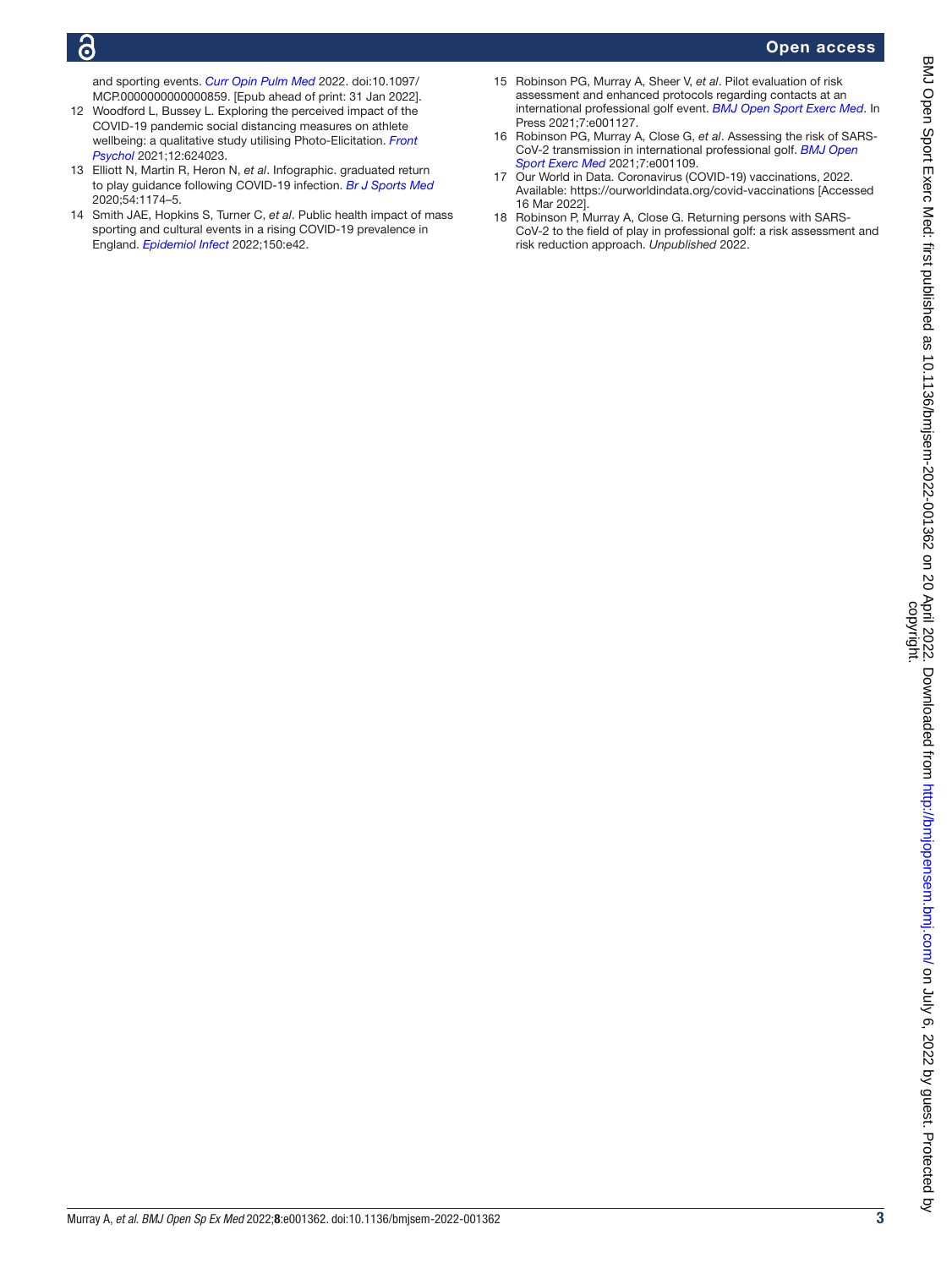and sporting events. *Curr Opin Pulm Med* 2022. doi:10.1097/MCP.0000000000000859. [Epub ahead of print: 31 Jan 2022].

12 Woodford L, Bussey L. Exploring the perceived impact of the COVID-19 pandemic social distancing measures on athlete wellbeing: a qualitative study utilising Photo-Elicitation. *Front Psychol* 2021;12:624023.

13 Elliott N, Martin R, Heron N, *et al*. Infographic. graduated return to play guidance following COVID-19 infection. *Br J Sports Med* 2020;54:1174–5.

14 Smith JAE, Hopkins S, Turner C, *et al*. Public health impact of mass sporting and cultural events in a rising COVID-19 prevalence in England. *Epidemiol Infect* 2022;150:e42.

15 Robinson PG, Murray A, Sheer V, *et al*. Pilot evaluation of risk assessment and enhanced protocols regarding contacts at an international professional golf event. *BMJ Open Sport Exerc Med*. In Press 2021;7:e001127.

16 Robinson PG, Murray A, Close G, *et al*. Assessing the risk of SARS-CoV-2 transmission in international professional golf. *BMJ Open Sport Exerc Med* 2021;7:e001109.

17 Our World in Data. Coronavirus (COVID-19) vaccinations, 2022. Available: https://ourworldindata.org/covid-vaccinations [Accessed 16 Mar 2022].

18 Robinson P, Murray A, Close G. Returning persons with SARS-CoV-2 to the field of play in professional golf: a risk assessment and risk reduction approach. *Unpublished* 2022.